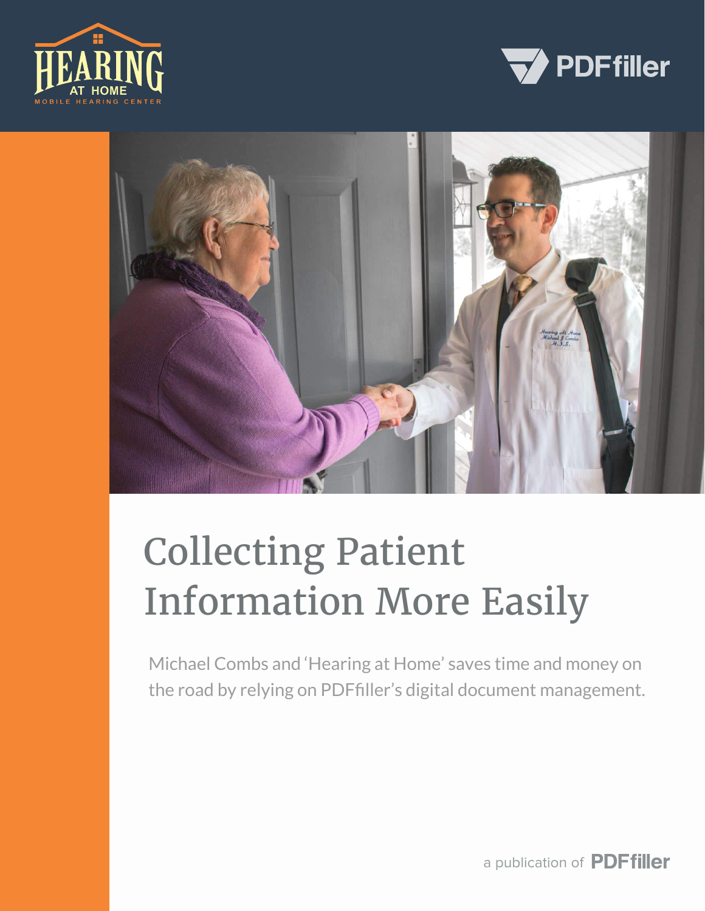# Collecting Patient Information More Easily

Michael Combs and 'Hearing at Home' saves time and money on the road by relying on PDFfiller's digital document management.

a publication of PDFfiller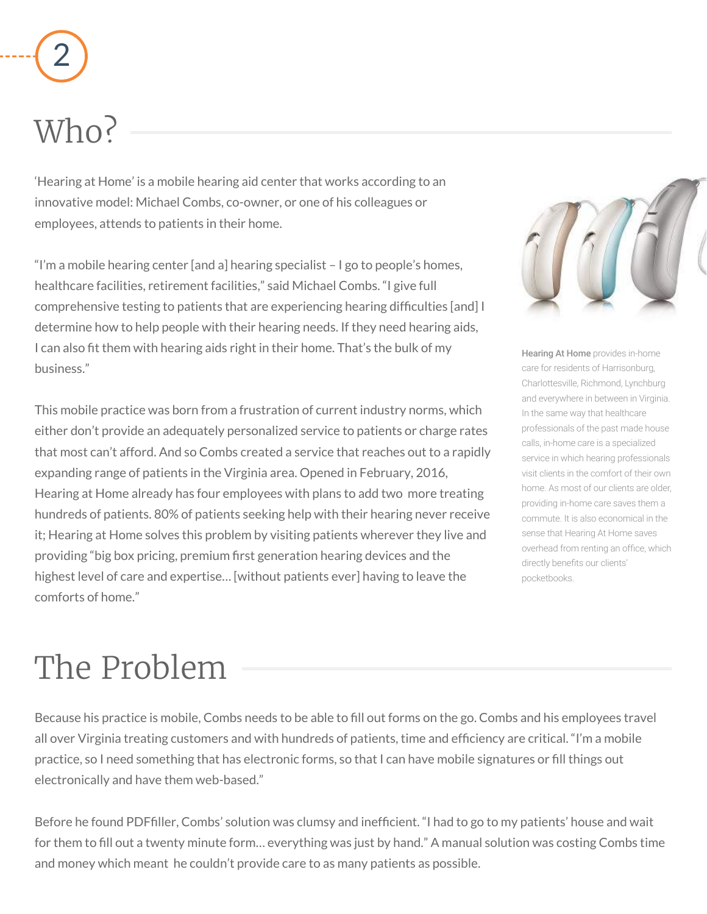2

# Who?

'Hearing at Home' is a mobile hearing aid center that works according to an innovative model: Michael Combs, co-owner, or one of his colleagues or employees, attends to patients in their home.

"I'm a mobile hearing center [and a] hearing specialist – I go to people's homes, healthcare facilities, retirement facilities," said Michael Combs. "I give full comprehensive testing to patients that are experiencing hearing difficulties [and] I determine how to help people with their hearing needs. If they need hearing aids, I can also fit them with hearing aids right in their home. That's the bulk of my business."

This mobile practice was born from a frustration of current industry norms, which either don't provide an adequately personalized service to patients or charge rates that most can't afford. And so Combs created a service that reaches out to a rapidly expanding range of patients in the Virginia area. Opened in February, 2016, Hearing at Home already has four employees with plans to add two more treating hundreds of patients. 80% of patients seeking help with their hearing never receive it; Hearing at Home solves this problem by visiting patients wherever they live and providing "big box pricing, premium first generation hearing devices and the highest level of care and expertise… [without patients ever] having to leave the comforts of home."

**Hearing At Home** provides in-home care for residents of Harrisonburg, Charlottesville, Richmond, Lynchburg and everywhere in between in Virginia. In the same way that healthcare professionals of the past made house calls, in-home care is a specialized service in which hearing professionals visit clients in the comfort of their own home. As most of our clients are older, providing in-home care saves them a commute. It is also economical in the sense that Hearing At Home saves overhead from renting an office, which directly benefits our clients' pocketbooks.

# The Problem

Because his practice is mobile, Combs needs to be able to fill out forms on the go. Combs and his employees travel all over Virginia treating customers and with hundreds of patients, time and efficiency are critical. "I'm a mobile practice, so I need something that has electronic forms, so that I can have mobile signatures or fill things out electronically and have them web-based."

Before he found PDFfiller, Combs' solution was clumsy and inefficient. "I had to go to my patients' house and wait for them to fill out a twenty minute form… everything was just by hand." A manual solution was costing Combs time and money which meant he couldn't provide care to as many patients as possible.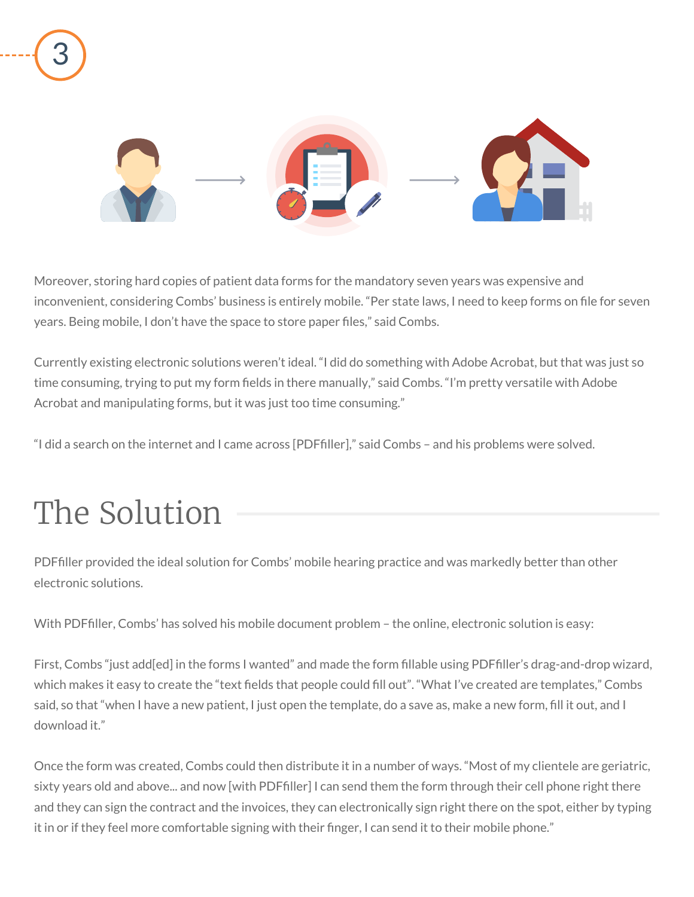Moreover, storing hard copies of patient data forms for the mandatory seven years was expensive and inconvenient, considering Combs' business is entirely mobile. "Per state laws, I need to keep forms on file for seven years. Being mobile, I don't have the space to store paper files," said Combs.

Currently existing electronic solutions weren't ideal. "I did do something with Adobe Acrobat, but that was just so time consuming, trying to put my form fields in there manually," said Combs. "I'm pretty versatile with Adobe Acrobat and manipulating forms, but it was just too time consuming."

"I did a search on the internet and I came across [PDFfiller]," said Combs – and his problems were solved.

## The Solution

PDFfiller provided the ideal solution for Combs' mobile hearing practice and was markedly better than other electronic solutions.

With PDFfiller, Combs' has solved his mobile document problem – the online, electronic solution is easy:

First, Combs "just add[ed] in the forms I wanted" and made the form fillable using PDFfiller's drag-and-drop wizard, which makes it easy to create the "text fields that people could fill out". "What I've created are templates," Combs said, so that "when I have a new patient, I just open the template, do a save as, make a new form, fill it out, and I download it."

Once the form was created, Combs could then distribute it in a number of ways. "Most of my clientele are geriatric, sixty years old and above... and now [with PDFfiller] I can send them the form through their cell phone right there and they can sign the contract and the invoices, they can electronically sign right there on the spot, either by typing it in or if they feel more comfortable signing with their finger, I can send it to their mobile phone."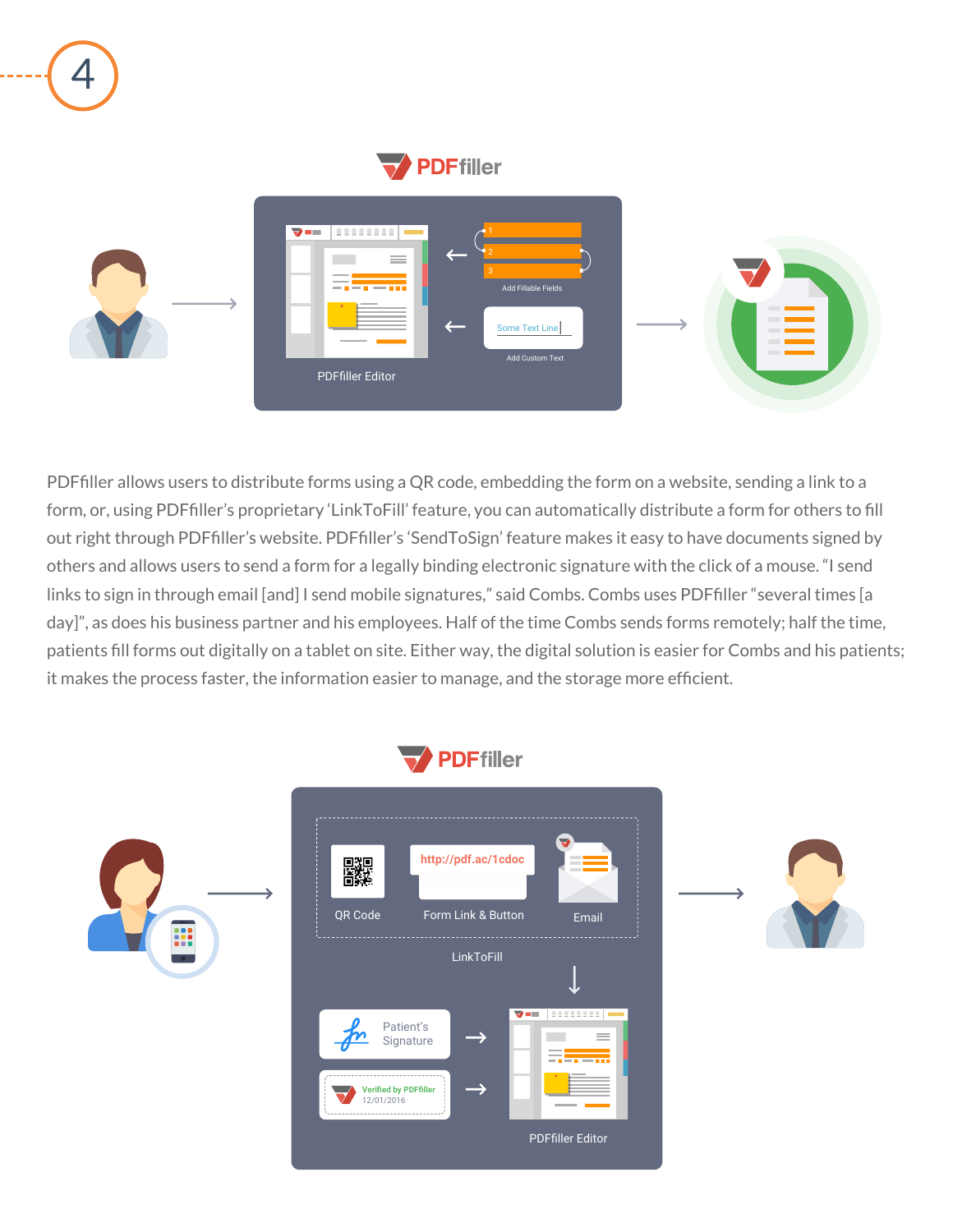PDFfiller allows users to distribute forms using a QR code, embedding the form on a website, sending a link to a form, or, using PDFfiller's proprietary 'LinkToFill' feature, you can automatically distribute a form for others to fill out right through PDFfiller's website. PDFfiller's 'SendToSign' feature makes it easy to have documents signed by others and allows users to send a form for a legally binding electronic signature with the click of a mouse. "I send links to sign in through email [and] I send mobile signatures," said Combs. Combs uses PDFfiller "several times [a day]", as does his business partner and his employees. Half of the time Combs sends forms remotely; half the time, patients fill forms out digitally on a tablet on site. Either way, the digital solution is easier for Combs and his patients; it makes the process faster, the information easier to manage, and the storage more efficient.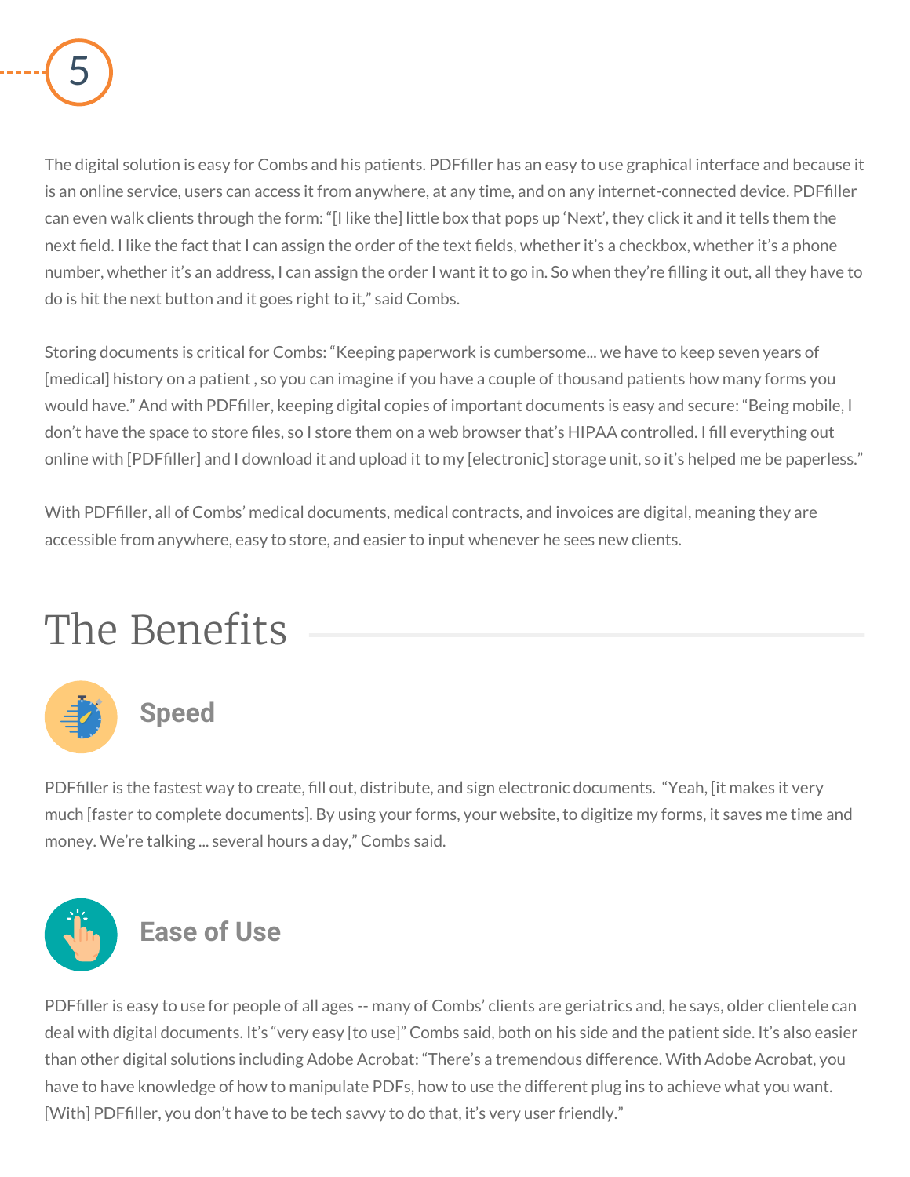The digital solution is easy for Combs and his patients. PDFfiller has an easy to use graphical interface and because it is an online service, users can access it from anywhere, at any time, and on any internet-connected device. PDFfiller can even walk clients through the form: "[I like the] little box that pops up 'Next', they click it and it tells them the next field. I like the fact that I can assign the order of the text fields, whether it's a checkbox, whether it's a phone number, whether it's an address, I can assign the order I want it to go in. So when they're filling it out, all they have to do is hit the next button and it goes right to it," said Combs.

Storing documents is critical for Combs: "Keeping paperwork is cumbersome... we have to keep seven years of [medical] history on a patient , so you can imagine if you have a couple of thousand patients how many forms you would have." And with PDFfiller, keeping digital copies of important documents is easy and secure: "Being mobile, I don't have the space to store files, so I store them on a web browser that's HIPAA controlled. I fill everything out online with [PDFfiller] and I download it and upload it to my [electronic] storage unit, so it's helped me be paperless."

With PDFfiller, all of Combs' medical documents, medical contracts, and invoices are digital, meaning they are accessible from anywhere, easy to store, and easier to input whenever he sees new clients.

## The Benefits

### Speed

PDFfiller is the fastest way to create, fill out, distribute, and sign electronic documents. "Yeah, [it makes it very much [faster to complete documents]. By using your forms, your website, to digitize my forms, it saves me time and money. We're talking ... several hours a day," Combs said.

### Ease of Use

PDFfiller is easy to use for people of all ages -- many of Combs' clients are geriatrics and, he says, older clientele can deal with digital documents. It's "very easy [to use]" Combs said, both on his side and the patient side. It's also easier than other digital solutions including Adobe Acrobat: "There's a tremendous difference. With Adobe Acrobat, you have to have knowledge of how to manipulate PDFs, how to use the different plug ins to achieve what you want. [With] PDFfiller, you don't have to be tech savvy to do that, it's very user friendly."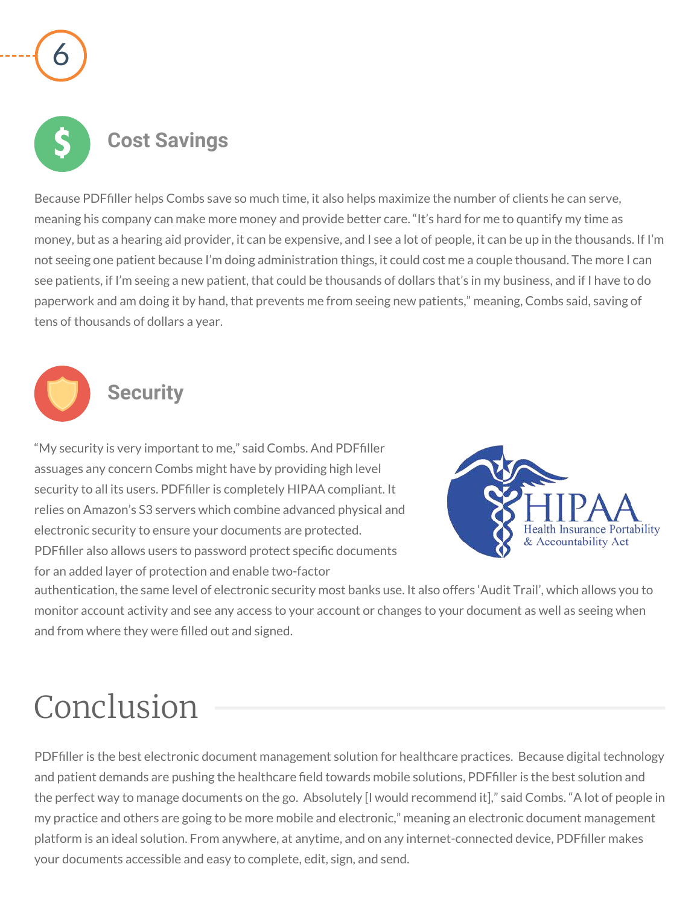## Cost Savings

Because PDFfiller helps Combs save so much time, it also helps maximize the number of clients he can serve, meaning his company can make more money and provide better care. "It's hard for me to quantify my time as money, but as a hearing aid provider, it can be expensive, and I see a lot of people, it can be up in the thousands. If I'm not seeing one patient because I'm doing administration things, it could cost me a couple thousand. The more I can see patients, if I'm seeing a new patient, that could be thousands of dollars that's in my business, and if I have to do paperwork and am doing it by hand, that prevents me from seeing new patients," meaning, Combs said, saving of tens of thousands of dollars a year.

## Security

"My security is very important to me," said Combs. And PDFfiller assuages any concern Combs might have by providing high level security to all its users. PDFfiller is completely HIPAA compliant. It relies on Amazon's S3 servers which combine advanced physical and electronic security to ensure your documents are protected. PDFfiller also allows users to password protect specific documents for an added layer of protection and enable two-factor authentication, the same level of electronic security most banks use. It also offers 'Audit Trail', which allows you to monitor account activity and see any access to your account or changes to your document as well as seeing when and from where they were filled out and signed.

# Conclusion

PDFfiller is the best electronic document management solution for healthcare practices. Because digital technology and patient demands are pushing the healthcare field towards mobile solutions, PDFfiller is the best solution and the perfect way to manage documents on the go. Absolutely [I would recommend it]," said Combs. "A lot of people in my practice and others are going to be more mobile and electronic," meaning an electronic document management platform is an ideal solution. From anywhere, at anytime, and on any internet-connected device, PDFfiller makes your documents accessible and easy to complete, edit, sign, and send.